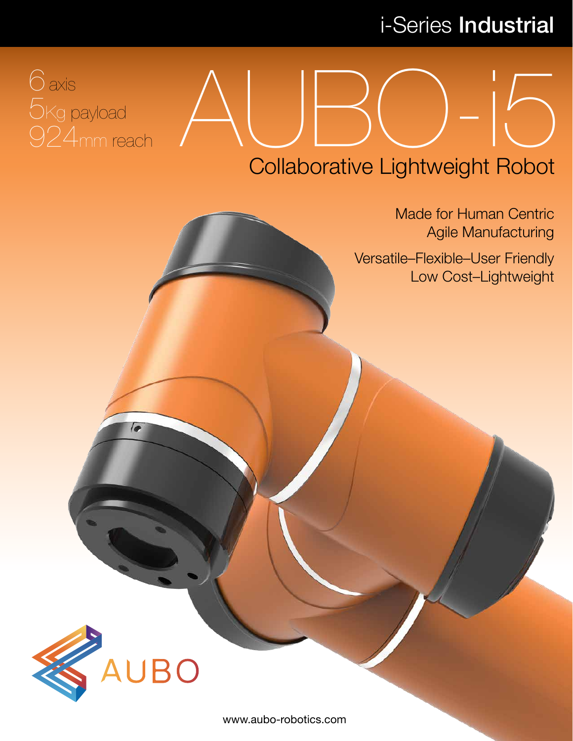i-Series **Industrial**

6 axis
5Kg payload
924mm reach

# AUBO-i5

## Collaborative Lightweight Robot

Made for Human Centric
Agile Manufacturing

Versatile–Flexible–User Friendly
Low Cost–Lightweight

AUBO

www.aubo-robotics.com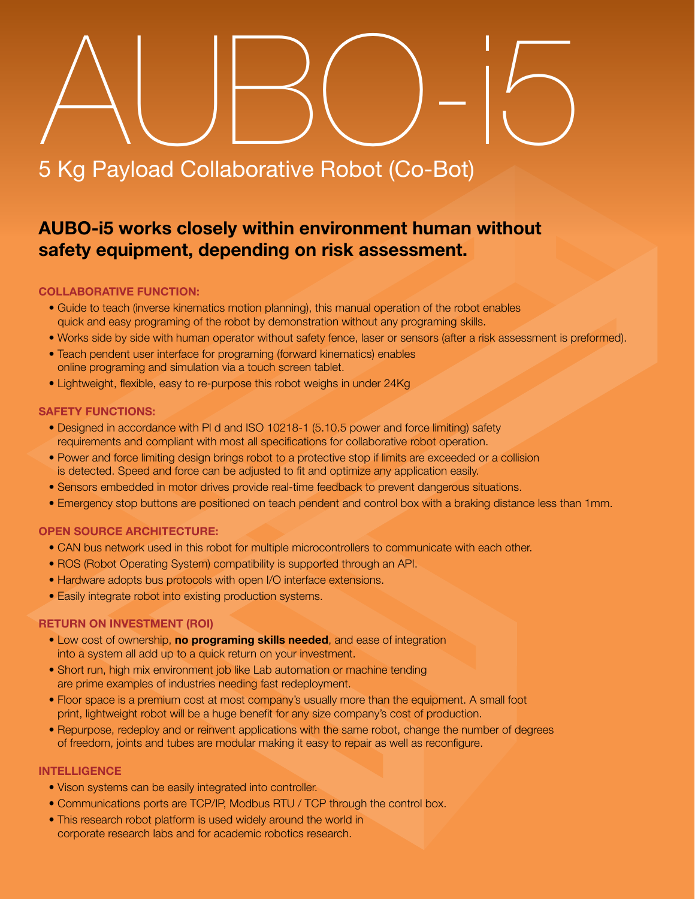# AUBO-i5

## 5 Kg Payload Collaborative Robot (Co-Bot)

### AUBO-i5 works closely within environment human without safety equipment, depending on risk assessment.

#### COLLABORATIVE FUNCTION:

- Guide to teach (inverse kinematics motion planning), this manual operation of the robot enables quick and easy programing of the robot by demonstration without any programing skills.
- Works side by side with human operator without safety fence, laser or sensors (after a risk assessment is preformed).
- Teach pendent user interface for programing (forward kinematics) enables online programing and simulation via a touch screen tablet.
- Lightweight, flexible, easy to re-purpose this robot weighs in under 24Kg

#### SAFETY FUNCTIONS:

- Designed in accordance with Pl d and ISO 10218-1 (5.10.5 power and force limiting) safety requirements and compliant with most all specifications for collaborative robot operation.
- Power and force limiting design brings robot to a protective stop if limits are exceeded or a collision is detected. Speed and force can be adjusted to fit and optimize any application easily.
- Sensors embedded in motor drives provide real-time feedback to prevent dangerous situations.
- Emergency stop buttons are positioned on teach pendent and control box with a braking distance less than 1mm.

#### OPEN SOURCE ARCHITECTURE:

- CAN bus network used in this robot for multiple microcontrollers to communicate with each other.
- ROS (Robot Operating System) compatibility is supported through an API.
- Hardware adopts bus protocols with open I/O interface extensions.
- Easily integrate robot into existing production systems.

#### RETURN ON INVESTMENT (ROI)

- Low cost of ownership, **no programing skills needed**, and ease of integration into a system all add up to a quick return on your investment.
- Short run, high mix environment job like Lab automation or machine tending are prime examples of industries needing fast redeployment.
- Floor space is a premium cost at most company's usually more than the equipment. A small foot print, lightweight robot will be a huge benefit for any size company's cost of production.
- Repurpose, redeploy and or reinvent applications with the same robot, change the number of degrees of freedom, joints and tubes are modular making it easy to repair as well as reconfigure.

#### INTELLIGENCE

- Vison systems can be easily integrated into controller.
- Communications ports are TCP/IP, Modbus RTU / TCP through the control box.
- This research robot platform is used widely around the world in corporate research labs and for academic robotics research.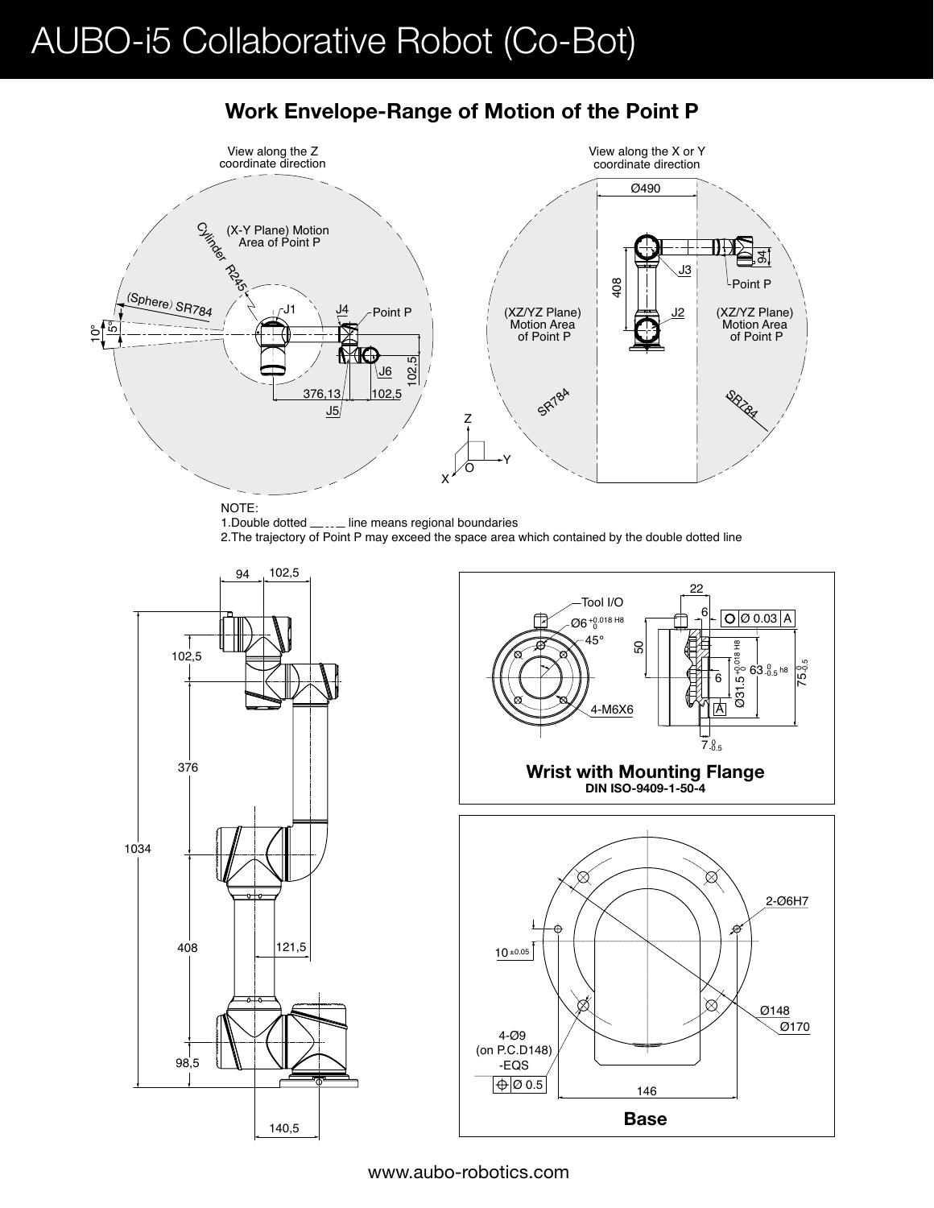# AUBO-i5 Collaborative Robot (Co-Bot)

## Work Envelope-Range of Motion of the Point P

View along the Z coordinate direction

View along the X or Y coordinate direction

NOTE:
1.Double dotted line means regional boundaries
2.The trajectory of Point P may exceed the space area which contained by the double dotted line

**Wrist with Mounting Flange**
**DIN ISO-9409-1-50-4**

**Base**

www.aubo-robotics.com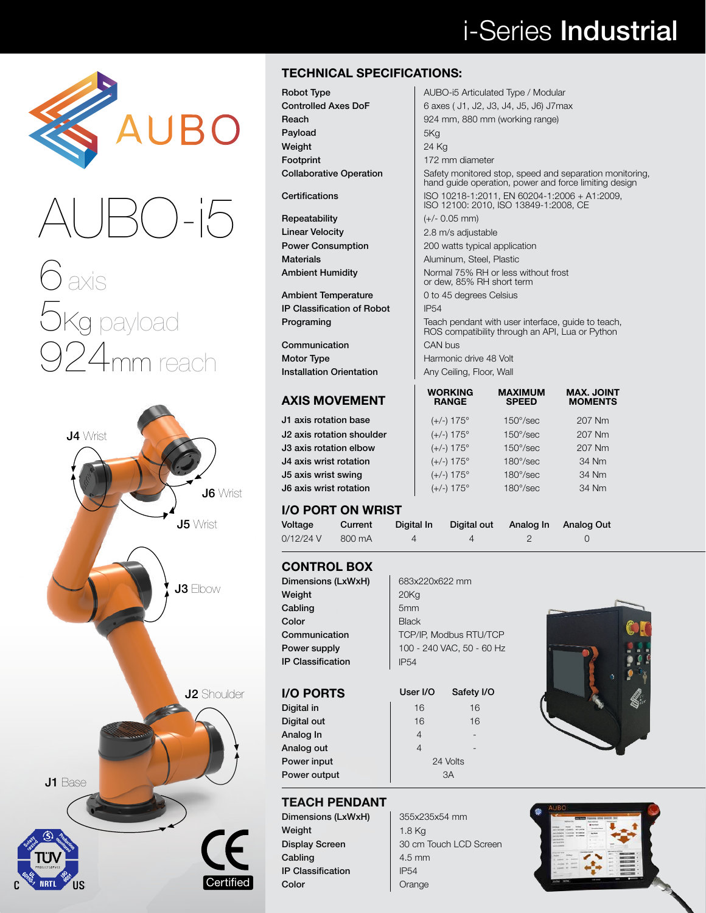# i-Series **Industrial**

AUBO

# AUBO-i5

6 axis

5Kg payload

924mm reach

J4 Wrist

J6 Wrist

J5 Wrist

J3 Elbow

J2 Shoulder

J1 Base

CE Certified

## TECHNICAL SPECIFICATIONS:

| | |
|---|---|
| Robot Type | AUBO-i5 Articulated Type / Modular |
| Controlled Axes DoF | 6 axes ( J1, J2, J3, J4, J5, J6) J7max |
| Reach | 924 mm, 880 mm (working range) |
| Payload | 5Kg |
| Weight | 24 Kg |
| Footprint | 172 mm diameter |
| Collaborative Operation | Safety monitored stop, speed and separation monitoring, hand guide operation, power and force limiting design |
| Certifications | ISO 10218-1:2011, EN 60204-1:2006 + A1:2009, ISO 12100: 2010, ISO 13849-1:2008, CE |
| Repeatability | (+/- 0.05 mm) |
| Linear Velocity | 2.8 m/s adjustable |
| Power Consumption | 200 watts typical application |
| Materials | Aluminum, Steel, Plastic |
| Ambient Humidity | Normal 75% RH or less without frost or dew, 85% RH short term |
| Ambient Temperature | 0 to 45 degrees Celsius |
| IP Classification of Robot | IP54 |
| Programing | Teach pendant with user interface, guide to teach, ROS compatibility through an API, Lua or Python |
| Communication | CAN bus |
| Motor Type | Harmonic drive 48 Volt |
| Installation Orientation | Any Ceiling, Floor, Wall |

## AXIS MOVEMENT

| | WORKING RANGE | MAXIMUM SPEED | MAX. JOINT MOMENTS |
|---|---|---|---|
| J1 axis rotation base | (+/-) 175° | 150°/sec | 207 Nm |
| J2 axis rotation shoulder | (+/-) 175° | 150°/sec | 207 Nm |
| J3 axis rotation elbow | (+/-) 175° | 150°/sec | 207 Nm |
| J4 axis wrist rotation | (+/-) 175° | 180°/sec | 34 Nm |
| J5 axis wrist swing | (+/-) 175° | 180°/sec | 34 Nm |
| J6 axis wrist rotation | (+/-) 175° | 180°/sec | 34 Nm |

## I/O PORT ON WRIST

| Voltage | Current | Digital In | Digital out | Analog In | Analog Out |
|---|---|---|---|---|---|
| 0/12/24 V | 800 mA | 4 | 4 | 2 | 0 |

## CONTROL BOX

| | |
|---|---|
| Dimensions (LxWxH) | 683x220x622 mm |
| Weight | 20Kg |
| Cabling | 5mm |
| Color | Black |
| Communication | TCP/IP, Modbus RTU/TCP |
| Power supply | 100 - 240 VAC, 50 - 60 Hz |
| IP Classification | IP54 |

## I/O PORTS

| | User I/O | Safety I/O |
|---|---|---|
| Digital in | 16 | 16 |
| Digital out | 16 | 16 |
| Analog In | 4 | - |
| Analog out | 4 | - |
| Power input | 24 Volts | |
| Power output | 3A | |

## TEACH PENDANT

| | |
|---|---|
| Dimensions (LxWxH) | 355x235x54 mm |
| Weight | 1.8 Kg |
| Display Screen | 30 cm Touch LCD Screen |
| Cabling | 4.5 mm |
| IP Classification | IP54 |
| Color | Orange |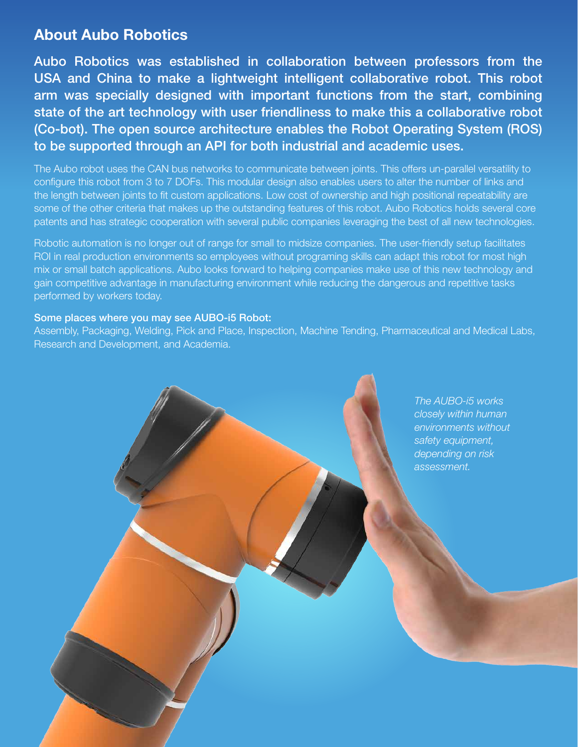## About Aubo Robotics

**Aubo Robotics was established in collaboration between professors from the USA and China to make a lightweight intelligent collaborative robot. This robot arm was specially designed with important functions from the start, combining state of the art technology with user friendliness to make this a collaborative robot (Co-bot). The open source architecture enables the Robot Operating System (ROS) to be supported through an API for both industrial and academic uses.**

The Aubo robot uses the CAN bus networks to communicate between joints. This offers un-parallel versatility to configure this robot from 3 to 7 DOFs. This modular design also enables users to alter the number of links and the length between joints to fit custom applications. Low cost of ownership and high positional repeatability are some of the other criteria that makes up the outstanding features of this robot. Aubo Robotics holds several core patents and has strategic cooperation with several public companies leveraging the best of all new technologies.

Robotic automation is no longer out of range for small to midsize companies. The user-friendly setup facilitates ROI in real production environments so employees without programing skills can adapt this robot for most high mix or small batch applications. Aubo looks forward to helping companies make use of this new technology and gain competitive advantage in manufacturing environment while reducing the dangerous and repetitive tasks performed by workers today.

**Some places where you may see AUBO-i5 Robot:**
Assembly, Packaging, Welding, Pick and Place, Inspection, Machine Tending, Pharmaceutical and Medical Labs, Research and Development, and Academia.

*The AUBO-i5 works closely within human environments without safety equipment, depending on risk assessment.*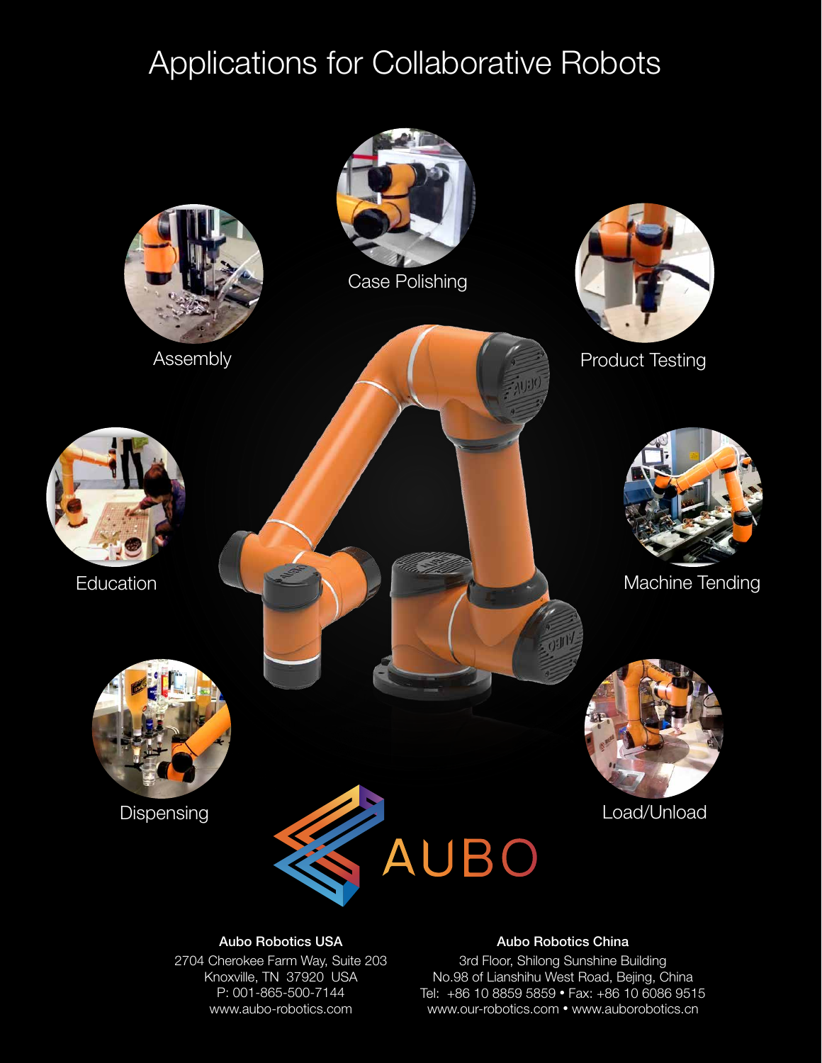# Applications for Collaborative Robots

Case Polishing

Assembly

Product Testing

Education

Machine Tending

Dispensing

Load/Unload

AUBO

**Aubo Robotics USA**

2704 Cherokee Farm Way, Suite 203
Knoxville, TN 37920 USA
P: 001-865-500-7144
www.aubo-robotics.com

**Aubo Robotics China**

3rd Floor, Shilong Sunshine Building
No.98 of Lianshihu West Road, Bejing, China
Tel: +86 10 8859 5859 • Fax: +86 10 6086 9515
www.our-robotics.com • www.auborobotics.cn